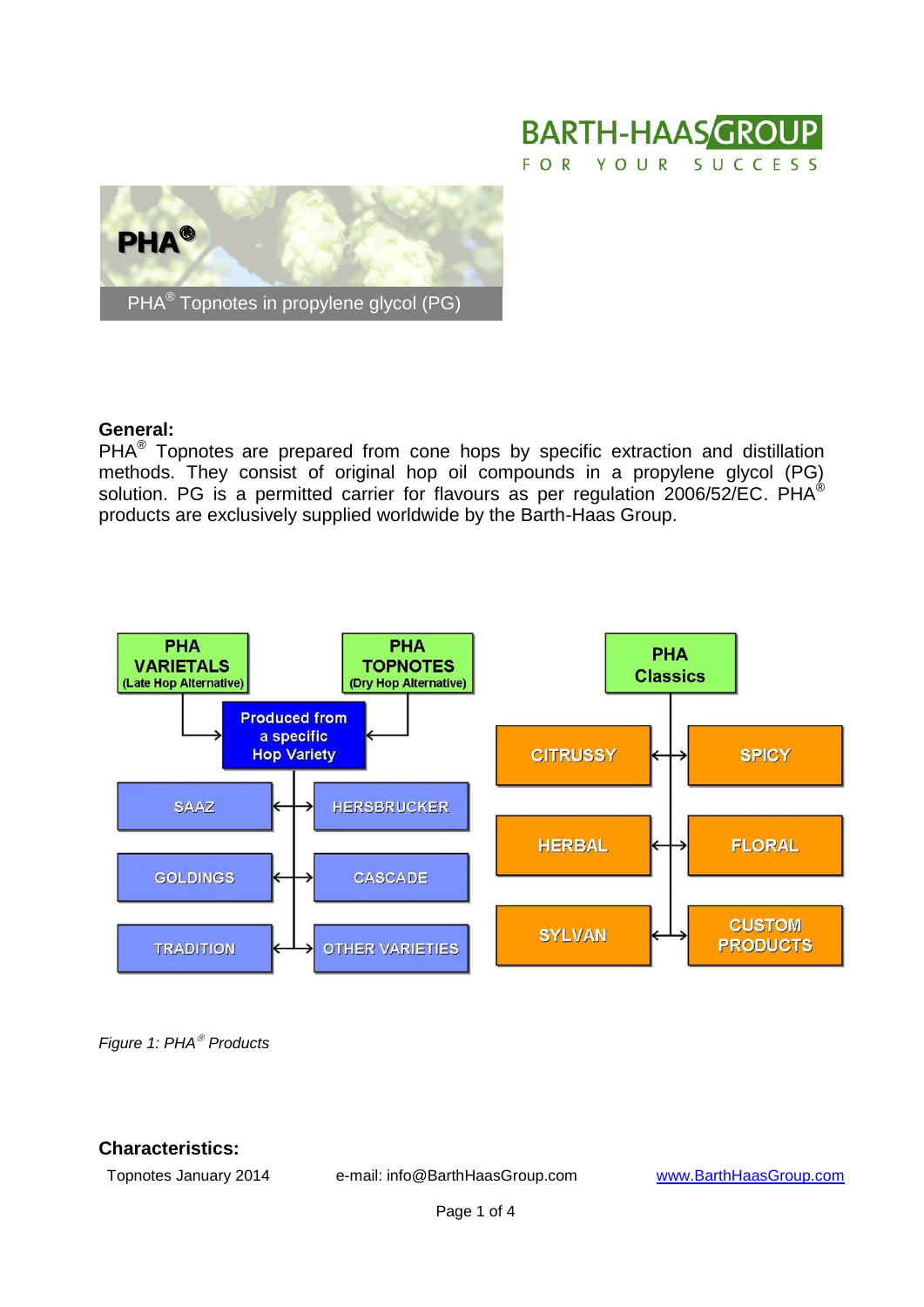# PHA®

PHA® Topnotes in propylene glycol (PG)

## General:

PHA® Topnotes are prepared from cone hops by specific extraction and distillation methods. They consist of original hop oil compounds in a propylene glycol (PG) solution. PG is a permitted carrier for flavours as per regulation 2006/52/EC. PHA® products are exclusively supplied worldwide by the Barth-Haas Group.

PHA VARIETALS (Late Hop Alternative)

PHA TOPNOTES (Dry Hop Alternative)

Produced from a specific Hop Variety

SAAZ — HERSBRUCKER

GOLDINGS — CASCADE

TRADITION — OTHER VARIETIES

PHA Classics

CITRUSSY — SPICY

HERBAL — FLORAL

SYLVAN — CUSTOM PRODUCTS

*Figure 1: PHA® Products*

## Characteristics:

Topnotes January 2014 e-mail: info@BarthHaasGroup.com www.BarthHaasGroup.com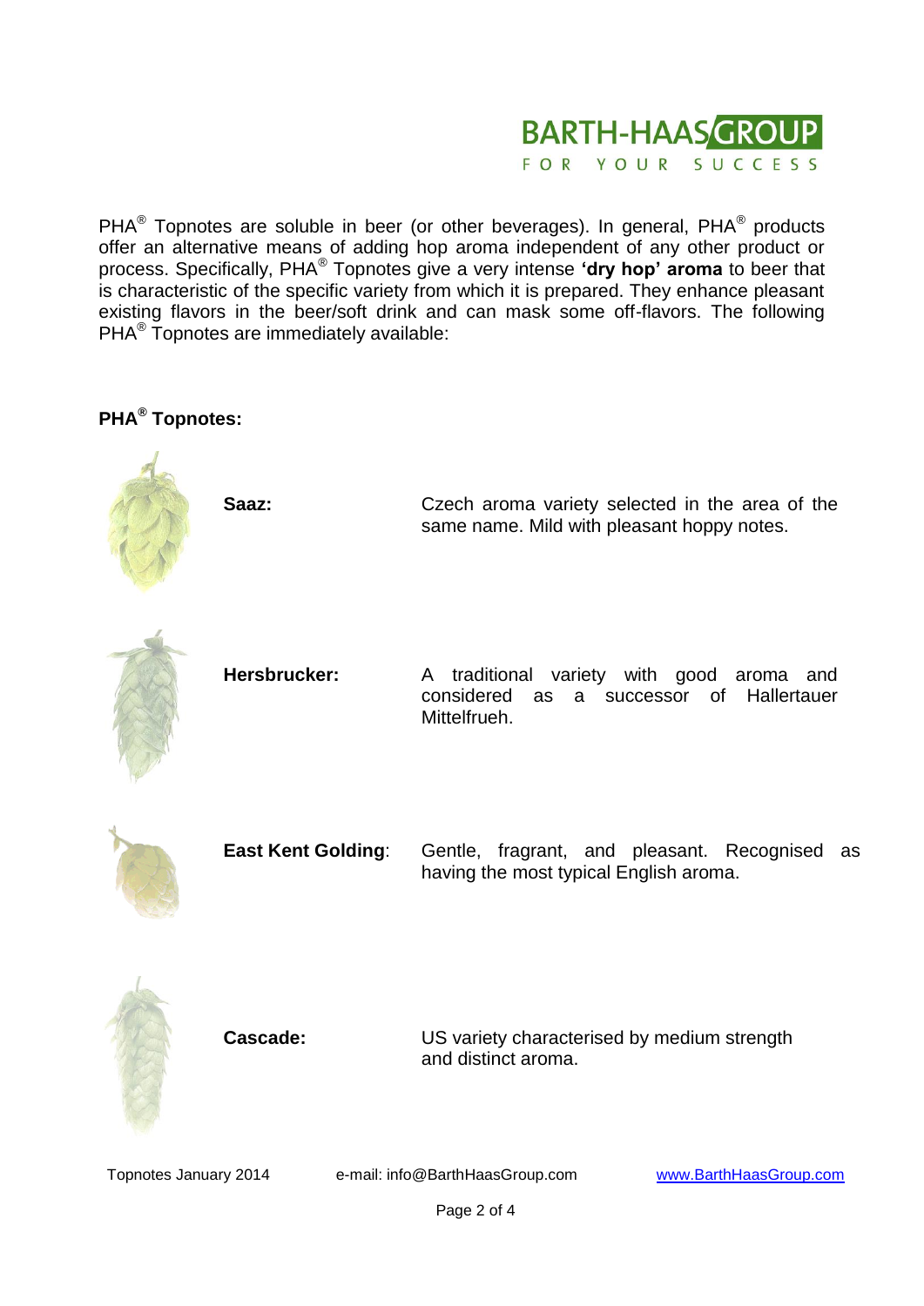PHA® Topnotes are soluble in beer (or other beverages). In general, PHA® products offer an alternative means of adding hop aroma independent of any other product or process. Specifically, PHA® Topnotes give a very intense **'dry hop' aroma** to beer that is characteristic of the specific variety from which it is prepared. They enhance pleasant existing flavors in the beer/soft drink and can mask some off-flavors. The following PHA® Topnotes are immediately available:

**PHA® Topnotes:**

| | |
|---|---|
| **Saaz:** | Czech aroma variety selected in the area of the same name. Mild with pleasant hoppy notes. |
| **Hersbrucker:** | A traditional variety with good aroma and considered as a successor of Hallertauer Mittelfrueh. |
| **East Kent Golding**: | Gentle, fragrant, and pleasant. Recognised as having the most typical English aroma. |
| **Cascade:** | US variety characterised by medium strength and distinct aroma. |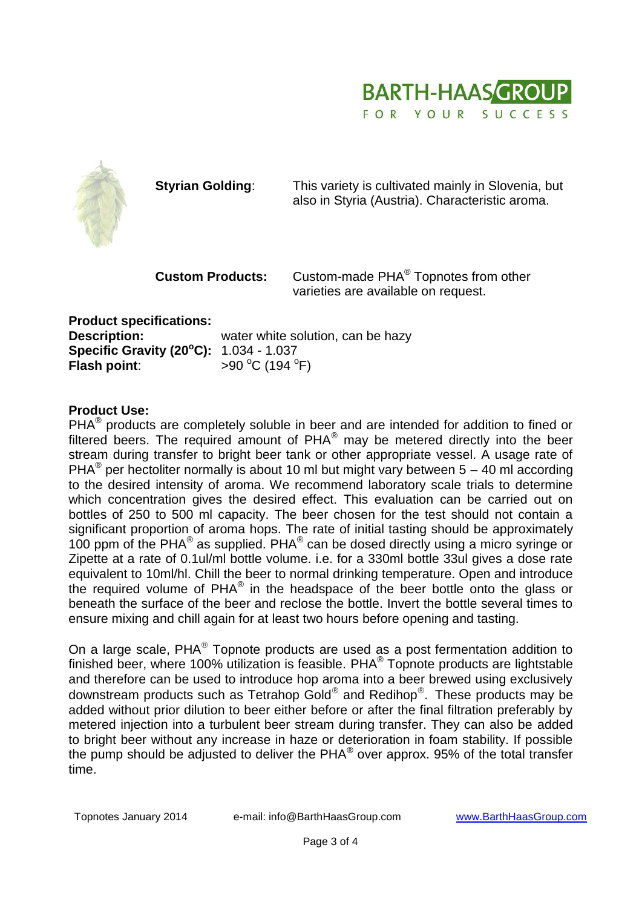**Styrian Golding**: This variety is cultivated mainly in Slovenia, but also in Styria (Austria). Characteristic aroma.

**Custom Products:** Custom-made PHA® Topnotes from other varieties are available on request.

**Product specifications:**

**Description:** water white solution, can be hazy
**Specific Gravity (20°C):** 1.034 - 1.037
**Flash point**: >90 °C (194 °F)

**Product Use:**

PHA® products are completely soluble in beer and are intended for addition to fined or filtered beers. The required amount of PHA® may be metered directly into the beer stream during transfer to bright beer tank or other appropriate vessel. A usage rate of PHA® per hectoliter normally is about 10 ml but might vary between 5 – 40 ml according to the desired intensity of aroma. We recommend laboratory scale trials to determine which concentration gives the desired effect. This evaluation can be carried out on bottles of 250 to 500 ml capacity. The beer chosen for the test should not contain a significant proportion of aroma hops. The rate of initial tasting should be approximately 100 ppm of the PHA® as supplied. PHA® can be dosed directly using a micro syringe or Zipette at a rate of 0.1ul/ml bottle volume. i.e. for a 330ml bottle 33ul gives a dose rate equivalent to 10ml/hl. Chill the beer to normal drinking temperature. Open and introduce the required volume of PHA® in the headspace of the beer bottle onto the glass or beneath the surface of the beer and reclose the bottle. Invert the bottle several times to ensure mixing and chill again for at least two hours before opening and tasting.

On a large scale, PHA® Topnote products are used as a post fermentation addition to finished beer, where 100% utilization is feasible. PHA® Topnote products are lightstable and therefore can be used to introduce hop aroma into a beer brewed using exclusively downstream products such as Tetrahop Gold® and Redihop®. These products may be added without prior dilution to beer either before or after the final filtration preferably by metered injection into a turbulent beer stream during transfer. They can also be added to bright beer without any increase in haze or deterioration in foam stability. If possible the pump should be adjusted to deliver the PHA® over approx. 95% of the total transfer time.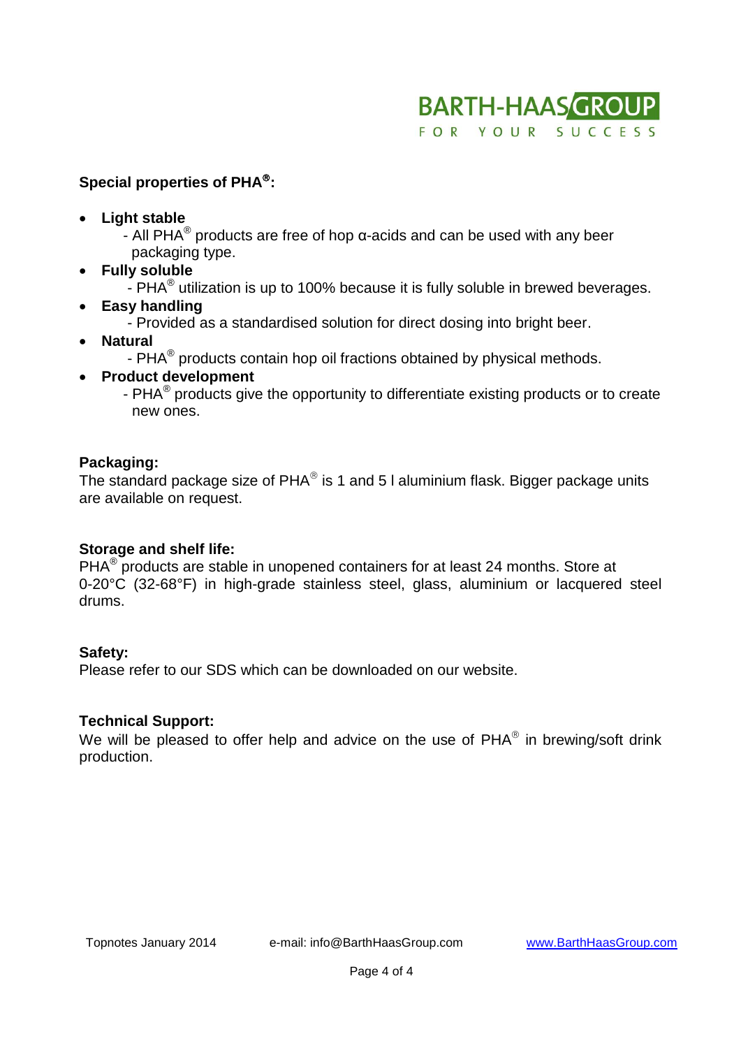**Special properties of PHA®:**

- **Light stable**
  - All PHA® products are free of hop α-acids and can be used with any beer packaging type.
- **Fully soluble**
  - PHA® utilization is up to 100% because it is fully soluble in brewed beverages.
- **Easy handling**
  - Provided as a standardised solution for direct dosing into bright beer.
- **Natural**
  - PHA® products contain hop oil fractions obtained by physical methods.
- **Product development**
  - PHA® products give the opportunity to differentiate existing products or to create new ones.

**Packaging:**
The standard package size of PHA® is 1 and 5 l aluminium flask. Bigger package units are available on request.

**Storage and shelf life:**
PHA® products are stable in unopened containers for at least 24 months. Store at 0-20°C (32-68°F) in high-grade stainless steel, glass, aluminium or lacquered steel drums.

**Safety:**
Please refer to our SDS which can be downloaded on our website.

**Technical Support:**
We will be pleased to offer help and advice on the use of PHA® in brewing/soft drink production.